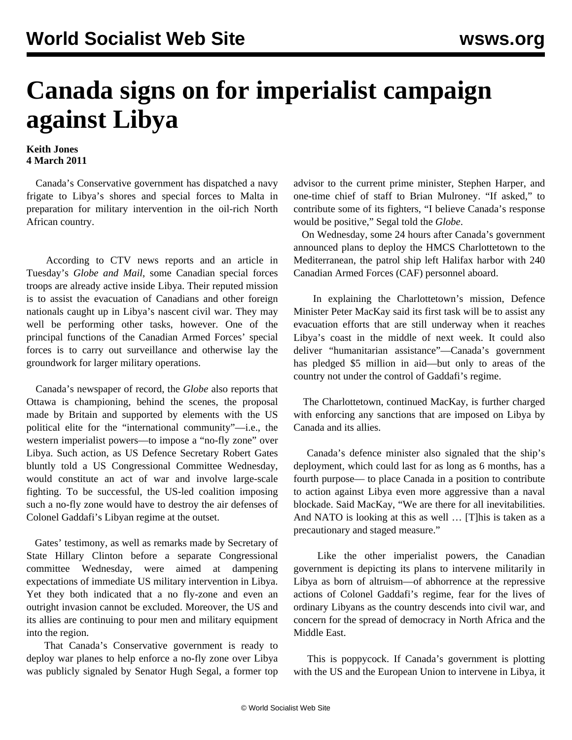# Canada signs on for imperialist campaign against Libya

**Keith Jones**
**4 March 2011**

Canada's Conservative government has dispatched a navy frigate to Libya's shores and special forces to Malta in preparation for military intervention in the oil-rich North African country.

According to CTV news reports and an article in Tuesday's *Globe and Mail*, some Canadian special forces troops are already active inside Libya. Their reputed mission is to assist the evacuation of Canadians and other foreign nationals caught up in Libya's nascent civil war. They may well be performing other tasks, however. One of the principal functions of the Canadian Armed Forces' special forces is to carry out surveillance and otherwise lay the groundwork for larger military operations.

Canada's newspaper of record, the *Globe* also reports that Ottawa is championing, behind the scenes, the proposal made by Britain and supported by elements with the US political elite for the "international community"—i.e., the western imperialist powers—to impose a "no-fly zone" over Libya. Such action, as US Defence Secretary Robert Gates bluntly told a US Congressional Committee Wednesday, would constitute an act of war and involve large-scale fighting. To be successful, the US-led coalition imposing such a no-fly zone would have to destroy the air defenses of Colonel Gaddafi's Libyan regime at the outset.

Gates' testimony, as well as remarks made by Secretary of State Hillary Clinton before a separate Congressional committee Wednesday, were aimed at dampening expectations of immediate US military intervention in Libya. Yet they both indicated that a no fly-zone and even an outright invasion cannot be excluded. Moreover, the US and its allies are continuing to pour men and military equipment into the region.

That Canada's Conservative government is ready to deploy war planes to help enforce a no-fly zone over Libya was publicly signaled by Senator Hugh Segal, a former top advisor to the current prime minister, Stephen Harper, and one-time chief of staff to Brian Mulroney. "If asked," to contribute some of its fighters, "I believe Canada's response would be positive," Segal told the *Globe*.

On Wednesday, some 24 hours after Canada's government announced plans to deploy the HMCS Charlottetown to the Mediterranean, the patrol ship left Halifax harbor with 240 Canadian Armed Forces (CAF) personnel aboard.

In explaining the Charlottetown's mission, Defence Minister Peter MacKay said its first task will be to assist any evacuation efforts that are still underway when it reaches Libya's coast in the middle of next week. It could also deliver "humanitarian assistance"—Canada's government has pledged $5 million in aid—but only to areas of the country not under the control of Gaddafi's regime.

The Charlottetown, continued MacKay, is further charged with enforcing any sanctions that are imposed on Libya by Canada and its allies.

Canada's defence minister also signaled that the ship's deployment, which could last for as long as 6 months, has a fourth purpose— to place Canada in a position to contribute to action against Libya even more aggressive than a naval blockade. Said MacKay, "We are there for all inevitabilities. And NATO is looking at this as well … [T]his is taken as a precautionary and staged measure."

Like the other imperialist powers, the Canadian government is depicting its plans to intervene militarily in Libya as born of altruism—of abhorrence at the repressive actions of Colonel Gaddafi's regime, fear for the lives of ordinary Libyans as the country descends into civil war, and concern for the spread of democracy in North Africa and the Middle East.

This is poppycock. If Canada's government is plotting with the US and the European Union to intervene in Libya, it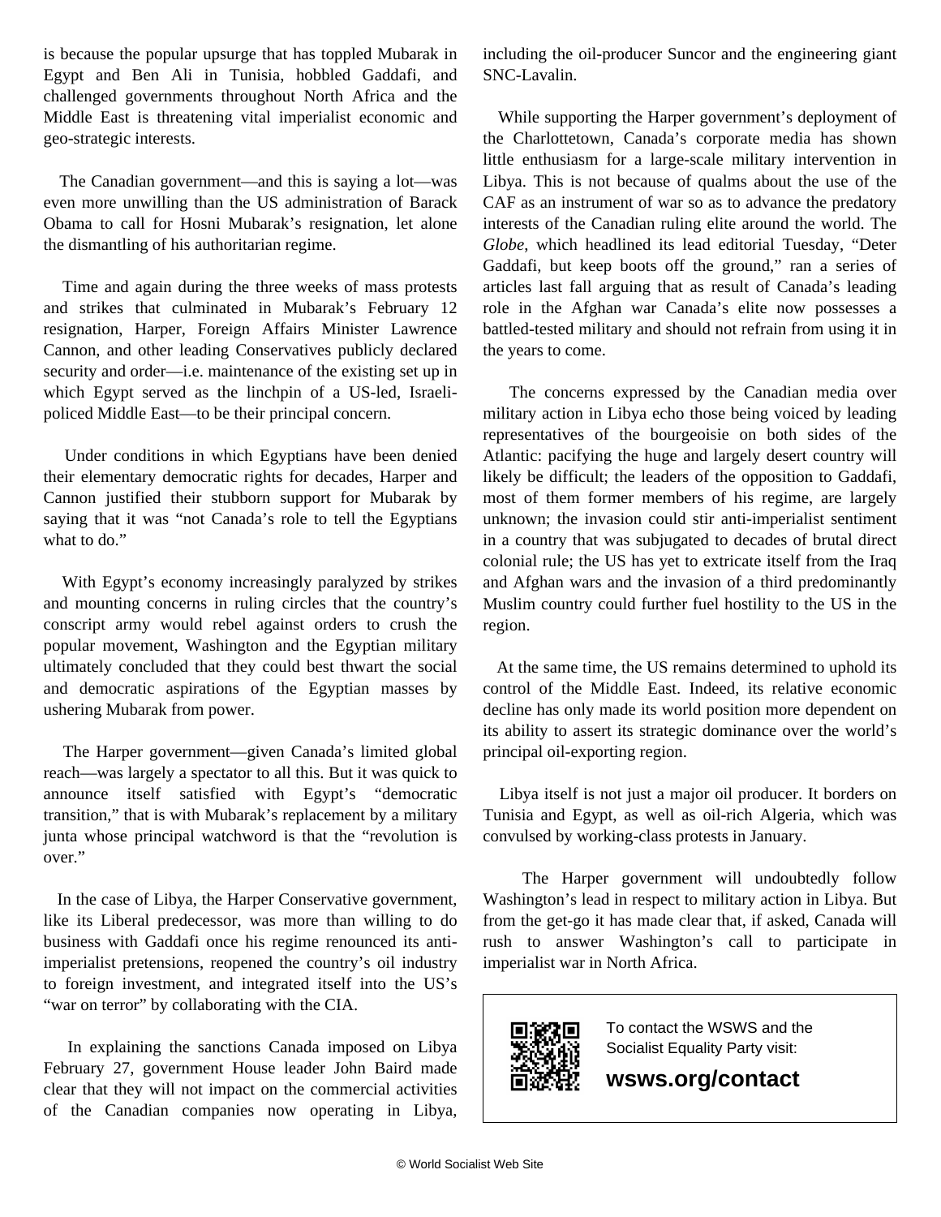is because the popular upsurge that has toppled Mubarak in Egypt and Ben Ali in Tunisia, hobbled Gaddafi, and challenged governments throughout North Africa and the Middle East is threatening vital imperialist economic and geo-strategic interests.

The Canadian government—and this is saying a lot—was even more unwilling than the US administration of Barack Obama to call for Hosni Mubarak's resignation, let alone the dismantling of his authoritarian regime.

Time and again during the three weeks of mass protests and strikes that culminated in Mubarak's February 12 resignation, Harper, Foreign Affairs Minister Lawrence Cannon, and other leading Conservatives publicly declared security and order—i.e. maintenance of the existing set up in which Egypt served as the linchpin of a US-led, Israeli-policed Middle East—to be their principal concern.

Under conditions in which Egyptians have been denied their elementary democratic rights for decades, Harper and Cannon justified their stubborn support for Mubarak by saying that it was "not Canada's role to tell the Egyptians what to do."

With Egypt's economy increasingly paralyzed by strikes and mounting concerns in ruling circles that the country's conscript army would rebel against orders to crush the popular movement, Washington and the Egyptian military ultimately concluded that they could best thwart the social and democratic aspirations of the Egyptian masses by ushering Mubarak from power.

The Harper government—given Canada's limited global reach—was largely a spectator to all this. But it was quick to announce itself satisfied with Egypt's "democratic transition," that is with Mubarak's replacement by a military junta whose principal watchword is that the "revolution is over."

In the case of Libya, the Harper Conservative government, like its Liberal predecessor, was more than willing to do business with Gaddafi once his regime renounced its anti-imperialist pretensions, reopened the country's oil industry to foreign investment, and integrated itself into the US's "war on terror" by collaborating with the CIA.

In explaining the sanctions Canada imposed on Libya February 27, government House leader John Baird made clear that they will not impact on the commercial activities of the Canadian companies now operating in Libya, including the oil-producer Suncor and the engineering giant SNC-Lavalin.

While supporting the Harper government's deployment of the Charlottetown, Canada's corporate media has shown little enthusiasm for a large-scale military intervention in Libya. This is not because of qualms about the use of the CAF as an instrument of war so as to advance the predatory interests of the Canadian ruling elite around the world. The *Globe*, which headlined its lead editorial Tuesday, "Deter Gaddafi, but keep boots off the ground," ran a series of articles last fall arguing that as result of Canada's leading role in the Afghan war Canada's elite now possesses a battled-tested military and should not refrain from using it in the years to come.

The concerns expressed by the Canadian media over military action in Libya echo those being voiced by leading representatives of the bourgeoisie on both sides of the Atlantic: pacifying the huge and largely desert country will likely be difficult; the leaders of the opposition to Gaddafi, most of them former members of his regime, are largely unknown; the invasion could stir anti-imperialist sentiment in a country that was subjugated to decades of brutal direct colonial rule; the US has yet to extricate itself from the Iraq and Afghan wars and the invasion of a third predominantly Muslim country could further fuel hostility to the US in the region.

At the same time, the US remains determined to uphold its control of the Middle East. Indeed, its relative economic decline has only made its world position more dependent on its ability to assert its strategic dominance over the world's principal oil-exporting region.

Libya itself is not just a major oil producer. It borders on Tunisia and Egypt, as well as oil-rich Algeria, which was convulsed by working-class protests in January.

The Harper government will undoubtedly follow Washington's lead in respect to military action in Libya. But from the get-go it has made clear that, if asked, Canada will rush to answer Washington's call to participate in imperialist war in North Africa.

To contact the WSWS and the Socialist Equality Party visit:

**wsws.org/contact**